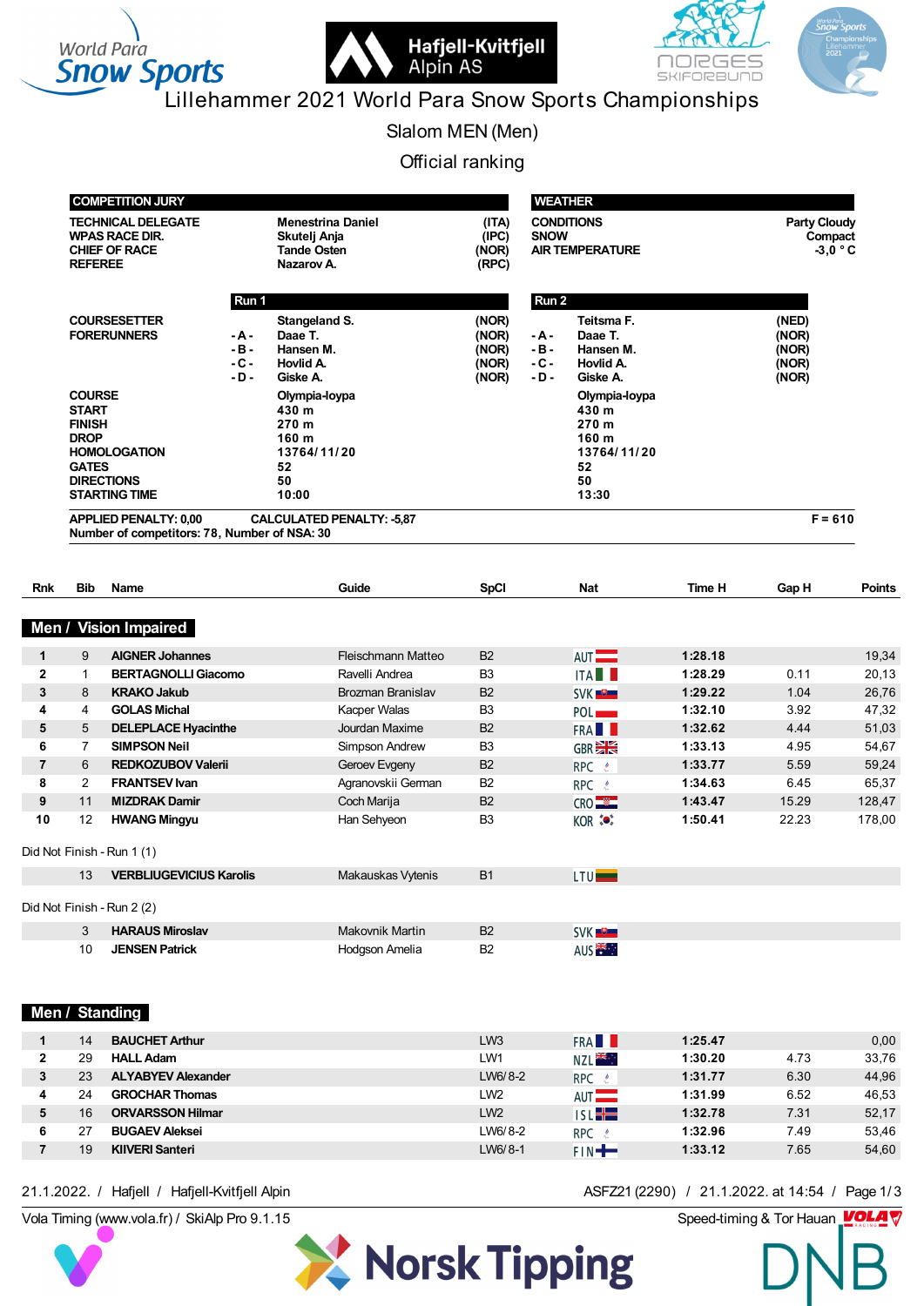# Lillehammer 2021 World Para Snow Sports Championships

## Slalom MEN (Men)

## Official ranking

| COMPETITION JURY | | |
|---|---|---|
| TECHNICAL DELEGATE | Menestrina Daniel | (ITA) |
| WPAS RACE DIR. | Skutelj Anja | (IPC) |
| CHIEF OF RACE | Tande Osten | (NOR) |
| REFEREE | Nazarov A. | (RPC) |

| WEATHER | |
|---|---|
| CONDITIONS | Party Cloudy |
| SNOW | Compact |
| AIR TEMPERATURE | -3,0 ° C |

| | Run 1 | | | Run 2 | |
|---|---|---|---|---|---|
| COURSESETTER | | Stangeland S. (NOR) | | Teitsma F. (NED) | |
| FORERUNNERS | -A- | Daae T. (NOR) | -A- | Daae T. (NOR) | |
| | -B- | Hansen M. (NOR) | -B- | Hansen M. (NOR) | |
| | -C- | Hovlid A. (NOR) | -C- | Hovlid A. (NOR) | |
| | -D- | Giske A. (NOR) | -D- | Giske A. (NOR) | |
| COURSE | | Olympia-loypa | | Olympia-loypa | |
| START | | 430 m | | 430 m | |
| FINISH | | 270 m | | 270 m | |
| DROP | | 160 m | | 160 m | |
| HOMOLOGATION | | 13764/11/20 | | 13764/11/20 | |
| GATES | | 52 | | 52 | |
| DIRECTIONS | | 50 | | 50 | |
| STARTING TIME | | 10:00 | | 13:30 | |

APPLIED PENALTY: 0,00 CALCULATED PENALTY: -5,87 F = 610

Number of competitors: 78, Number of NSA: 30

### Men / Vision Impaired

| Rnk | Bib | Name | Guide | SpCl | Nat | Time H | Gap H | Points |
|---|---|---|---|---|---|---|---|---|
| 1 | 9 | AIGNER Johannes | Fleischmann Matteo | B2 | AUT | 1:28.18 | | 19,34 |
| 2 | 1 | BERTAGNOLLI Giacomo | Ravelli Andrea | B3 | ITA | 1:28.29 | 0.11 | 20,13 |
| 3 | 8 | KRAKO Jakub | Brozman Branislav | B2 | SVK | 1:29.22 | 1.04 | 26,76 |
| 4 | 4 | GOLAS Michal | Kacper Walas | B3 | POL | 1:32.10 | 3.92 | 47,32 |
| 5 | 5 | DELEPLACE Hyacinthe | Jourdan Maxime | B2 | FRA | 1:32.62 | 4.44 | 51,03 |
| 6 | 7 | SIMPSON Neil | Simpson Andrew | B3 | GBR | 1:33.13 | 4.95 | 54,67 |
| 7 | 6 | REDKOZUBOV Valerii | Geroev Evgeny | B2 | RPC | 1:33.77 | 5.59 | 59,24 |
| 8 | 2 | FRANTSEV Ivan | Agranovskii German | B2 | RPC | 1:34.63 | 6.45 | 65,37 |
| 9 | 11 | MIZDRAK Damir | Coch Marija | B2 | CRO | 1:43.47 | 15.29 | 128,47 |
| 10 | 12 | HWANG Mingyu | Han Sehyeon | B3 | KOR | 1:50.41 | 22.23 | 178,00 |

Did Not Finish - Run 1 (1)

| Rnk | Bib | Name | Guide | SpCl | Nat |
|---|---|---|---|---|---|
| | 13 | VERBLIUGEVICIUS Karolis | Makauskas Vytenis | B1 | LTU |

Did Not Finish - Run 2 (2)

| Rnk | Bib | Name | Guide | SpCl | Nat |
|---|---|---|---|---|---|
| | 3 | HARAUS Miroslav | Makovnik Martin | B2 | SVK |
| | 10 | JENSEN Patrick | Hodgson Amelia | B2 | AUS |

### Men / Standing

| Rnk | Bib | Name | Guide | SpCl | Nat | Time H | Gap H | Points |
|---|---|---|---|---|---|---|---|---|
| 1 | 14 | BAUCHET Arthur | | LW3 | FRA | 1:25.47 | | 0,00 |
| 2 | 29 | HALL Adam | | LW1 | NZL | 1:30.20 | 4.73 | 33,76 |
| 3 | 23 | ALYABYEV Alexander | | LW6/8-2 | RPC | 1:31.77 | 6.30 | 44,96 |
| 4 | 24 | GROCHAR Thomas | | LW2 | AUT | 1:31.99 | 6.52 | 46,53 |
| 5 | 16 | ORVARSSON Hilmar | | LW2 | ISL | 1:32.78 | 7.31 | 52,17 |
| 6 | 27 | BUGAEV Aleksei | | LW6/8-2 | RPC | 1:32.96 | 7.49 | 53,46 |
| 7 | 19 | KIIVERI Santeri | | LW6/8-1 | FIN | 1:33.12 | 7.65 | 54,60 |

21.1.2022. / Hafjell / Hafjell-Kvitfjell Alpin ASFZ21 (2290) / 21.1.2022. at 14:54

Vola Timing (www.vola.fr) / SkiAlp Pro 9.1.15 Speed-timing & Tor Hauan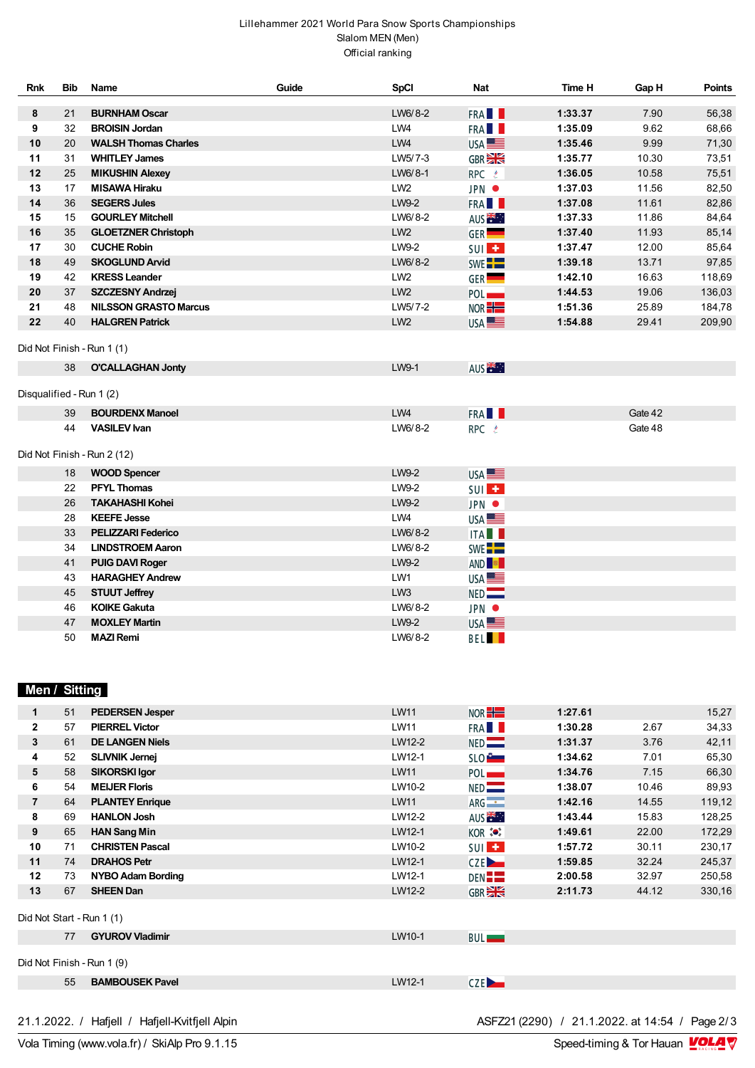Lillehammer 2021 World Para Snow Sports Championships
Slalom MEN (Men)
Official ranking

| Rnk | Bib | Name | Guide | SpCl | Nat | Time H | Gap H | Points |
|---|---|---|---|---|---|---|---|---|
| 8 | 21 | **BURNHAM Oscar** | | LW6/8-2 | FRA | **1:33.37** | 7.90 | 56,38 |
| 9 | 32 | **BROISIN Jordan** | | LW4 | FRA | **1:35.09** | 9.62 | 68,66 |
| 10 | 20 | **WALSH Thomas Charles** | | LW4 | USA | **1:35.46** | 9.99 | 71,30 |
| 11 | 31 | **WHITLEY James** | | LW5/7-3 | GBR | **1:35.77** | 10.30 | 73,51 |
| 12 | 25 | **MIKUSHIN Alexey** | | LW6/8-1 | RPC | **1:36.05** | 10.58 | 75,51 |
| 13 | 17 | **MISAWA Hiraku** | | LW2 | JPN | **1:37.03** | 11.56 | 82,50 |
| 14 | 36 | **SEGERS Jules** | | LW9-2 | FRA | **1:37.08** | 11.61 | 82,86 |
| 15 | 15 | **GOURLEY Mitchell** | | LW6/8-2 | AUS | **1:37.33** | 11.86 | 84,64 |
| 16 | 35 | **GLOETZNER Christoph** | | LW2 | GER | **1:37.40** | 11.93 | 85,14 |
| 17 | 30 | **CUCHE Robin** | | LW9-2 | SUI | **1:37.47** | 12.00 | 85,64 |
| 18 | 49 | **SKOGLUND Arvid** | | LW6/8-2 | SWE | **1:39.18** | 13.71 | 97,85 |
| 19 | 42 | **KRESS Leander** | | LW2 | GER | **1:42.10** | 16.63 | 118,69 |
| 20 | 37 | **SZCZESNY Andrzej** | | LW2 | POL | **1:44.53** | 19.06 | 136,03 |
| 21 | 48 | **NILSSON GRASTO Marcus** | | LW5/7-2 | NOR | **1:51.36** | 25.89 | 184,78 |
| 22 | 40 | **HALGREN Patrick** | | LW2 | USA | **1:54.88** | 29.41 | 209,90 |

Did Not Finish - Run 1 (1)

| Rnk | Bib | Name | Guide | SpCl | Nat | Time H | Gap H | Points |
|---|---|---|---|---|---|---|---|---|
| | 38 | **O'CALLAGHAN Jonty** | | LW9-1 | AUS | | | |

Disqualified - Run 1 (2)

| Rnk | Bib | Name | Guide | SpCl | Nat | Time H | Gap H | Points |
|---|---|---|---|---|---|---|---|---|
| | 39 | **BOURDENX Manoel** | | LW4 | FRA | | Gate 42 | |
| | 44 | **VASILEV Ivan** | | LW6/8-2 | RPC | | Gate 48 | |

Did Not Finish - Run 2 (12)

| Rnk | Bib | Name | Guide | SpCl | Nat | Time H | Gap H | Points |
|---|---|---|---|---|---|---|---|---|
| | 18 | **WOOD Spencer** | | LW9-2 | USA | | | |
| | 22 | **PFYL Thomas** | | LW9-2 | SUI | | | |
| | 26 | **TAKAHASHI Kohei** | | LW9-2 | JPN | | | |
| | 28 | **KEEFE Jesse** | | LW4 | USA | | | |
| | 33 | **PELIZZARI Federico** | | LW6/8-2 | ITA | | | |
| | 34 | **LINDSTROEM Aaron** | | LW6/8-2 | SWE | | | |
| | 41 | **PUIG DAVI Roger** | | LW9-2 | AND | | | |
| | 43 | **HARAGHEY Andrew** | | LW1 | USA | | | |
| | 45 | **STUUT Jeffrey** | | LW3 | NED | | | |
| | 46 | **KOIKE Gakuta** | | LW6/8-2 | JPN | | | |
| | 47 | **MOXLEY Martin** | | LW9-2 | USA | | | |
| | 50 | **MAZI Remi** | | LW6/8-2 | BEL | | | |

## Men / Sitting

| Rnk | Bib | Name | Guide | SpCl | Nat | Time H | Gap H | Points |
|---|---|---|---|---|---|---|---|---|
| 1 | 51 | **PEDERSEN Jesper** | | LW11 | NOR | **1:27.61** | | 15,27 |
| 2 | 57 | **PIERREL Victor** | | LW11 | FRA | **1:30.28** | 2.67 | 34,33 |
| 3 | 61 | **DE LANGEN Niels** | | LW12-2 | NED | **1:31.37** | 3.76 | 42,11 |
| 4 | 52 | **SLIVNIK Jernej** | | LW12-1 | SLO | **1:34.62** | 7.01 | 65,30 |
| 5 | 58 | **SIKORSKI Igor** | | LW11 | POL | **1:34.76** | 7.15 | 66,30 |
| 6 | 54 | **MEIJER Floris** | | LW10-2 | NED | **1:38.07** | 10.46 | 89,93 |
| 7 | 64 | **PLANTEY Enrique** | | LW11 | ARG | **1:42.16** | 14.55 | 119,12 |
| 8 | 69 | **HANLON Josh** | | LW12-2 | AUS | **1:43.44** | 15.83 | 128,25 |
| 9 | 65 | **HAN Sang Min** | | LW12-1 | KOR | **1:49.61** | 22.00 | 172,29 |
| 10 | 71 | **CHRISTEN Pascal** | | LW10-2 | SUI | **1:57.72** | 30.11 | 230,17 |
| 11 | 74 | **DRAHOS Petr** | | LW12-1 | CZE | **1:59.85** | 32.24 | 245,37 |
| 12 | 73 | **NYBO Adam Bording** | | LW12-1 | DEN | **2:00.58** | 32.97 | 250,58 |
| 13 | 67 | **SHEEN Dan** | | LW12-2 | GBR | **2:11.73** | 44.12 | 330,16 |

Did Not Start - Run 1 (1)

| Rnk | Bib | Name | Guide | SpCl | Nat | Time H | Gap H | Points |
|---|---|---|---|---|---|---|---|---|
| | 77 | **GYUROV Vladimir** | | LW10-1 | BUL | | | |

Did Not Finish - Run 1 (9)

| Rnk | Bib | Name | Guide | SpCl | Nat | Time H | Gap H | Points |
|---|---|---|---|---|---|---|---|---|
| | 55 | **BAMBOUSEK Pavel** | | LW12-1 | CZE | | | |

21.1.2022. / Hafjell / Hafjell-Kvitfjell Alpin — ASFZ21 (2290) / 21.1.2022. at 14:54

Vola Timing (www.vola.fr) / SkiAlp Pro 9.1.15 — Speed-timing & Tor Hauan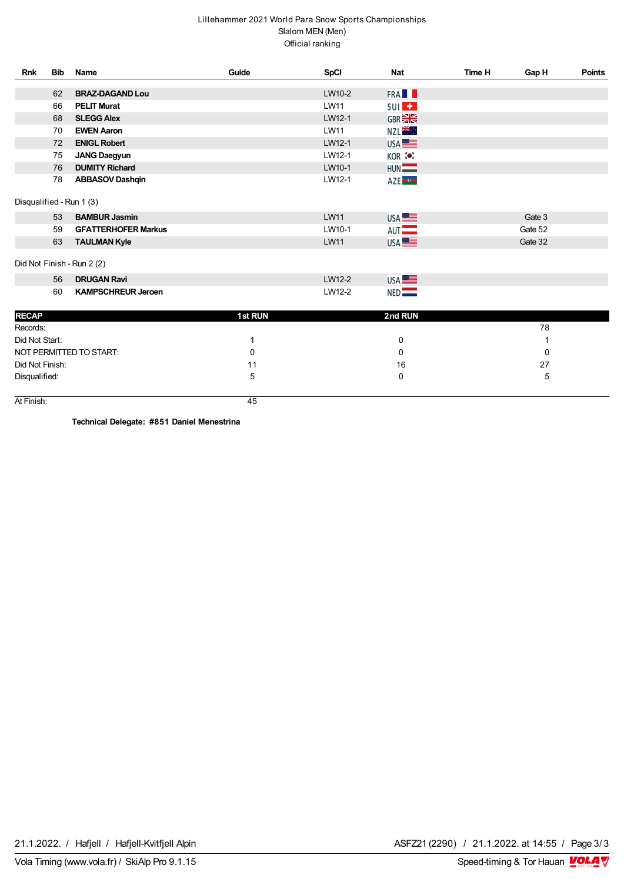Lillehammer 2021 World Para Snow Sports Championships
Slalom MEN (Men)
Official ranking

| Rnk | Bib | Name | Guide | SpCl | Nat | Time H | Gap H | Points |
|---|---|---|---|---|---|---|---|---|
| | 62 | **BRAZ-DAGAND Lou** | | LW10-2 | FRA | | | |
| | 66 | **PELIT Murat** | | LW11 | SUI | | | |
| | 68 | **SLEGG Alex** | | LW12-1 | GBR | | | |
| | 70 | **EWEN Aaron** | | LW11 | NZL | | | |
| | 72 | **ENIGL Robert** | | LW12-1 | USA | | | |
| | 75 | **JANG Daegyun** | | LW12-1 | KOR | | | |
| | 76 | **DUMITY Richard** | | LW10-1 | HUN | | | |
| | 78 | **ABBASOV Dashqin** | | LW12-1 | AZE | | | |

Disqualified - Run 1 (3)

| Rnk | Bib | Name | Guide | SpCl | Nat | Time H | Gap H | Points |
|---|---|---|---|---|---|---|---|---|
| | 53 | **BAMBUR Jasmin** | | LW11 | USA | | Gate 3 | |
| | 59 | **GFATTERHOFER Markus** | | LW10-1 | AUT | | Gate 52 | |
| | 63 | **TAULMAN Kyle** | | LW11 | USA | | Gate 32 | |

Did Not Finish - Run 2 (2)

| Rnk | Bib | Name | Guide | SpCl | Nat | Time H | Gap H | Points |
|---|---|---|---|---|---|---|---|---|
| | 56 | **DRUGAN Ravi** | | LW12-2 | USA | | | |
| | 60 | **KAMPSCHREUR Jeroen** | | LW12-2 | NED | | | |

| RECAP | 1st RUN | 2nd RUN | |
|---|---|---|---|
| Records: | | | 78 |
| Did Not Start: | 1 | 0 | 1 |
| NOT PERMITTED TO START: | 0 | 0 | 0 |
| Did Not Finish: | 11 | 16 | 27 |
| Disqualified: | 5 | 0 | 5 |
| At Finish: | 45 | | |

**Technical Delegate: #851 Daniel Menestrina**

21.1.2022. / Hafjell / Hafjell-Kvitfjell Alpin — ASFZ21 (2290) / 21.1.2022. at 14:55

Vola Timing (www.vola.fr) / SkiAlp Pro 9.1.15 — Speed-timing & Tor Hauan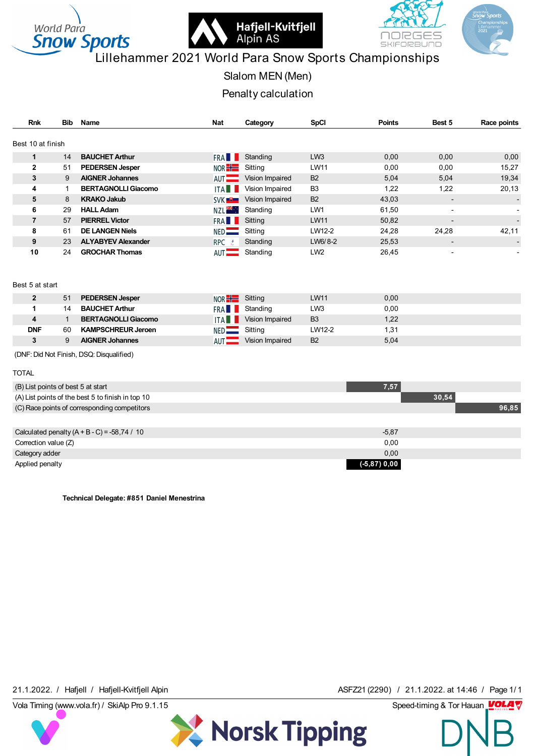# Lillehammer 2021 World Para Snow Sports Championships

## Slalom MEN (Men)

## Penalty calculation

Best 10 at finish

| Rnk | Bib | Name | Nat | Category | SpCl | Points | Best 5 | Race points |
|---|---|---|---|---|---|---|---|---|
| 1 | 14 | BAUCHET Arthur | FRA | Standing | LW3 | 0,00 | 0,00 | 0,00 |
| 2 | 51 | PEDERSEN Jesper | NOR | Sitting | LW11 | 0,00 | 0,00 | 15,27 |
| 3 | 9 | AIGNER Johannes | AUT | Vision Impaired | B2 | 5,04 | 5,04 | 19,34 |
| 4 | 1 | BERTAGNOLLI Giacomo | ITA | Vision Impaired | B3 | 1,22 | 1,22 | 20,13 |
| 5 | 8 | KRAKO Jakub | SVK | Vision Impaired | B2 | 43,03 | - | - |
| 6 | 29 | HALL Adam | NZL | Standing | LW1 | 61,50 | - | - |
| 7 | 57 | PIERREL Victor | FRA | Sitting | LW11 | 50,82 | - | - |
| 8 | 61 | DE LANGEN Niels | NED | Sitting | LW12-2 | 24,28 | 24,28 | 42,11 |
| 9 | 23 | ALYABYEV Alexander | RPC | Standing | LW6/8-2 | 25,53 | - | - |
| 10 | 24 | GROCHAR Thomas | AUT | Standing | LW2 | 26,45 | - | - |

Best 5 at start

| Rnk | Bib | Name | Nat | Category | SpCl | Points |
|---|---|---|---|---|---|---|
| 2 | 51 | PEDERSEN Jesper | NOR | Sitting | LW11 | 0,00 |
| 1 | 14 | BAUCHET Arthur | FRA | Standing | LW3 | 0,00 |
| 4 | 1 | BERTAGNOLLI Giacomo | ITA | Vision Impaired | B3 | 1,22 |
| DNF | 60 | KAMPSCHREUR Jeroen | NED | Sitting | LW12-2 | 1,31 |
| 3 | 9 | AIGNER Johannes | AUT | Vision Impaired | B2 | 5,04 |

(DNF: Did Not Finish, DSQ: Disqualified)

TOTAL

| | | | |
|---|---|---|---|
| (B) List points of best 5 at start | 7,57 | | |
| (A) List points of the best 5 to finish in top 10 | | 30,54 | |
| (C) Race points of corresponding competitors | | | 96,85 |

| | |
|---|---|
| Calculated penalty (A + B - C) = -58,74 / 10 | -5,87 |
| Correction value (Z) | 0,00 |
| Category adder | 0,00 |
| Applied penalty | (-5,87) 0,00 |

**Technical Delegate: #851 Daniel Menestrina**

21.1.2022. / Hafjell / Hafjell-Kvitfjell Alpin — ASFZ21 (2290) / 21.1.2022. at 14:46

Vola Timing (www.vola.fr) / SkiAlp Pro 9.1.15 — Speed-timing & Tor Hauan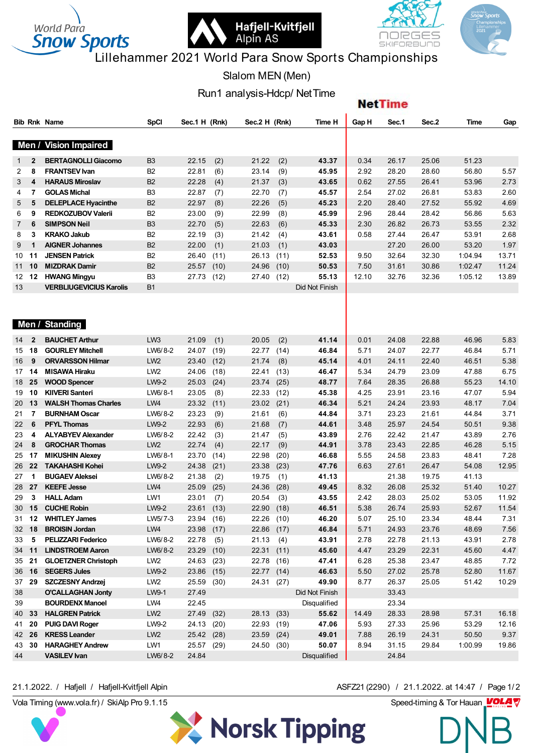# Lillehammer 2021 World Para Snow Sports Championships

## Slalom MEN (Men)

### Run1 analysis-Hdcp/ Net Time

| Bib | Rnk | Name | SpCl | Sec.1 H | (Rnk) | Sec.2 H | (Rnk) | Time H | Gap H | Sec.1 | Sec.2 | Time | Gap |
|---|---|---|---|---|---|---|---|---|---|---|---|---|---|
| **Men / Vision Impaired** | | | | | | | | | | | | | |
| 1 | **2** | **BERTAGNOLLI Giacomo** | B3 | 22.15 | (2) | 21.22 | (2) | **43.37** | 0.34 | 26.17 | 25.06 | 51.23 | |
| 2 | **8** | **FRANTSEV Ivan** | B2 | 22.81 | (6) | 23.14 | (9) | **45.95** | 2.92 | 28.20 | 28.60 | 56.80 | 5.57 |
| 3 | **4** | **HARAUS Miroslav** | B2 | 22.28 | (4) | 21.37 | (3) | **43.65** | 0.62 | 27.55 | 26.41 | 53.96 | 2.73 |
| 4 | **7** | **GOLAS Michal** | B3 | 22.87 | (7) | 22.70 | (7) | **45.57** | 2.54 | 27.02 | 26.81 | 53.83 | 2.60 |
| 5 | **5** | **DELEPLACE Hyacinthe** | B2 | 22.97 | (8) | 22.26 | (5) | **45.23** | 2.20 | 28.40 | 27.52 | 55.92 | 4.69 |
| 6 | **9** | **REDKOZUBOV Valerii** | B2 | 23.00 | (9) | 22.99 | (8) | **45.99** | 2.96 | 28.44 | 28.42 | 56.86 | 5.63 |
| 7 | **6** | **SIMPSON Neil** | B3 | 22.70 | (5) | 22.63 | (6) | **45.33** | 2.30 | 26.82 | 26.73 | 53.55 | 2.32 |
| 8 | **3** | **KRAKO Jakub** | B2 | 22.19 | (3) | 21.42 | (4) | **43.61** | 0.58 | 27.44 | 26.47 | 53.91 | 2.68 |
| 9 | **1** | **AIGNER Johannes** | B2 | 22.00 | (1) | 21.03 | (1) | **43.03** | | 27.20 | 26.00 | 53.20 | 1.97 |
| 10 | **11** | **JENSEN Patrick** | B2 | 26.40 | (11) | 26.13 | (11) | **52.53** | 9.50 | 32.64 | 32.30 | 1:04.94 | 13.71 |
| 11 | **10** | **MIZDRAK Damir** | B2 | 25.57 | (10) | 24.96 | (10) | **50.53** | 7.50 | 31.61 | 30.86 | 1:02.47 | 11.24 |
| 12 | **12** | **HWANG Mingyu** | B3 | 27.73 | (12) | 27.40 | (12) | **55.13** | 12.10 | 32.76 | 32.36 | 1:05.12 | 13.89 |
| 13 | | **VERBLIUGEVICIUS Karolis** | B1 | | | | | Did Not Finish | | | | | |
| **Men / Standing** | | | | | | | | | | | | | |
| 14 | **2** | **BAUCHET Arthur** | LW3 | 21.09 | (1) | 20.05 | (2) | **41.14** | 0.01 | 24.08 | 22.88 | 46.96 | 5.83 |
| 15 | **18** | **GOURLEY Mitchell** | LW6/8-2 | 24.07 | (19) | 22.77 | (14) | **46.84** | 5.71 | 24.07 | 22.77 | 46.84 | 5.71 |
| 16 | **9** | **ORVARSSON Hilmar** | LW2 | 23.40 | (12) | 21.74 | (8) | **45.14** | 4.01 | 24.11 | 22.40 | 46.51 | 5.38 |
| 17 | **14** | **MISAWA Hiraku** | LW2 | 24.06 | (18) | 22.41 | (13) | **46.47** | 5.34 | 24.79 | 23.09 | 47.88 | 6.75 |
| 18 | **25** | **WOOD Spencer** | LW9-2 | 25.03 | (24) | 23.74 | (25) | **48.77** | 7.64 | 28.35 | 26.88 | 55.23 | 14.10 |
| 19 | **10** | **KIIVERI Santeri** | LW6/8-1 | 23.05 | (8) | 22.33 | (12) | **45.38** | 4.25 | 23.91 | 23.16 | 47.07 | 5.94 |
| 20 | **13** | **WALSH Thomas Charles** | LW4 | 23.32 | (11) | 23.02 | (21) | **46.34** | 5.21 | 24.24 | 23.93 | 48.17 | 7.04 |
| 21 | **7** | **BURNHAM Oscar** | LW6/8-2 | 23.23 | (9) | 21.61 | (6) | **44.84** | 3.71 | 23.23 | 21.61 | 44.84 | 3.71 |
| 22 | **6** | **PFYL Thomas** | LW9-2 | 22.93 | (6) | 21.68 | (7) | **44.61** | 3.48 | 25.97 | 24.54 | 50.51 | 9.38 |
| 23 | **4** | **ALYABYEV Alexander** | LW6/8-2 | 22.42 | (3) | 21.47 | (5) | **43.89** | 2.76 | 22.42 | 21.47 | 43.89 | 2.76 |
| 24 | **8** | **GROCHAR Thomas** | LW2 | 22.74 | (4) | 22.17 | (9) | **44.91** | 3.78 | 23.43 | 22.85 | 46.28 | 5.15 |
| 25 | **17** | **MIKUSHIN Alexey** | LW6/8-1 | 23.70 | (14) | 22.98 | (20) | **46.68** | 5.55 | 24.58 | 23.83 | 48.41 | 7.28 |
| 26 | **22** | **TAKAHASHI Kohei** | LW9-2 | 24.38 | (21) | 23.38 | (23) | **47.76** | 6.63 | 27.61 | 26.47 | 54.08 | 12.95 |
| 27 | **1** | **BUGAEV Aleksei** | LW6/8-2 | 21.38 | (2) | 19.75 | (1) | **41.13** | | 21.38 | 19.75 | 41.13 | |
| 28 | **27** | **KEEFE Jesse** | LW4 | 25.09 | (25) | 24.36 | (28) | **49.45** | 8.32 | 26.08 | 25.32 | 51.40 | 10.27 |
| 29 | **3** | **HALL Adam** | LW1 | 23.01 | (7) | 20.54 | (3) | **43.55** | 2.42 | 28.03 | 25.02 | 53.05 | 11.92 |
| 30 | **15** | **CUCHE Robin** | LW9-2 | 23.61 | (13) | 22.90 | (18) | **46.51** | 5.38 | 26.74 | 25.93 | 52.67 | 11.54 |
| 31 | **12** | **WHITLEY James** | LW5/7-3 | 23.94 | (16) | 22.26 | (10) | **46.20** | 5.07 | 25.10 | 23.34 | 48.44 | 7.31 |
| 32 | **18** | **BROISIN Jordan** | LW4 | 23.98 | (17) | 22.86 | (17) | **46.84** | 5.71 | 24.93 | 23.76 | 48.69 | 7.56 |
| 33 | **5** | **PELIZZARI Federico** | LW6/8-2 | 22.78 | (5) | 21.13 | (4) | **43.91** | 2.78 | 22.78 | 21.13 | 43.91 | 2.78 |
| 34 | **11** | **LINDSTROEM Aaron** | LW6/8-2 | 23.29 | (10) | 22.31 | (11) | **45.60** | 4.47 | 23.29 | 22.31 | 45.60 | 4.47 |
| 35 | **21** | **GLOETZNER Christoph** | LW2 | 24.63 | (23) | 22.78 | (16) | **47.41** | 6.28 | 25.38 | 23.47 | 48.85 | 7.72 |
| 36 | **16** | **SEGERS Jules** | LW9-2 | 23.86 | (15) | 22.77 | (14) | **46.63** | 5.50 | 27.02 | 25.78 | 52.80 | 11.67 |
| 37 | **29** | **SZCZESNY Andrzej** | LW2 | 25.59 | (30) | 24.31 | (27) | **49.90** | 8.77 | 26.37 | 25.05 | 51.42 | 10.29 |
| 38 | | **O'CALLAGHAN Jonty** | LW9-1 | 27.49 | | | | Did Not Finish | | 33.43 | | | |
| 39 | | **BOURDENX Manoel** | LW4 | 22.45 | | | | Disqualified | | 23.34 | | | |
| 40 | **33** | **HALGREN Patrick** | LW2 | 27.49 | (32) | 28.13 | (33) | **55.62** | 14.49 | 28.33 | 28.98 | 57.31 | 16.18 |
| 41 | **20** | **PUIG DAVI Roger** | LW9-2 | 24.13 | (20) | 22.93 | (19) | **47.06** | 5.93 | 27.33 | 25.96 | 53.29 | 12.16 |
| 42 | **26** | **KRESS Leander** | LW2 | 25.42 | (28) | 23.59 | (24) | **49.01** | 7.88 | 26.19 | 24.31 | 50.50 | 9.37 |
| 43 | **30** | **HARAGHEY Andrew** | LW1 | 25.57 | (29) | 24.50 | (30) | **50.07** | 8.94 | 31.15 | 29.84 | 1:00.99 | 19.86 |
| 44 | | **VASILEV Ivan** | LW6/8-2 | 24.84 | | | | Disqualified | | 24.84 | | | |

21.1.2022. / Hafjell / Hafjell-Kvitfjell Alpin — ASFZ21 (2290) / 21.1.2022. at 14:47

Vola Timing (www.vola.fr) / SkiAlp Pro 9.1.15 — Speed-timing & Tor Hauan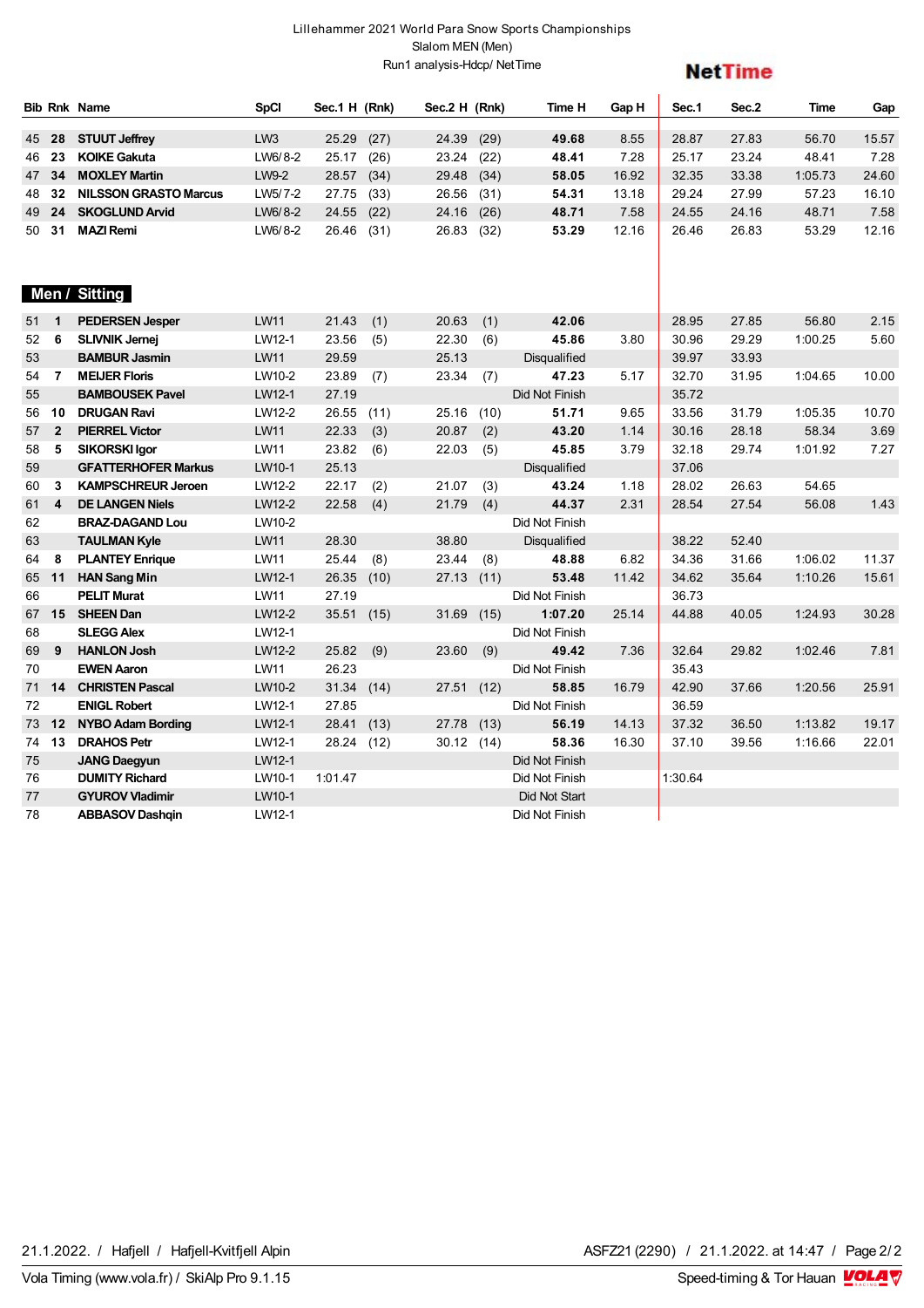Lillehammer 2021 World Para Snow Sports Championships
Slalom MEN (Men)
Run1 analysis-Hdcp/ NetTime

NetTime

| Bib | Rnk | Name | SpCl | Sec.1 H | (Rnk) | Sec.2 H | (Rnk) | Time H | Gap H | Sec.1 | Sec.2 | Time | Gap |
|---|---|---|---|---|---|---|---|---|---|---|---|---|---|
| 45 | 28 | **STUUT Jeffrey** | LW3 | 25.29 | (27) | 24.39 | (29) | **49.68** | 8.55 | 28.87 | 27.83 | 56.70 | 15.57 |
| 46 | 23 | **KOIKE Gakuta** | LW6/8-2 | 25.17 | (26) | 23.24 | (22) | **48.41** | 7.28 | 25.17 | 23.24 | 48.41 | 7.28 |
| 47 | 34 | **MOXLEY Martin** | LW9-2 | 28.57 | (34) | 29.48 | (34) | **58.05** | 16.92 | 32.35 | 33.38 | 1:05.73 | 24.60 |
| 48 | 32 | **NILSSON GRASTO Marcus** | LW5/7-2 | 27.75 | (33) | 26.56 | (31) | **54.31** | 13.18 | 29.24 | 27.99 | 57.23 | 16.10 |
| 49 | 24 | **SKOGLUND Arvid** | LW6/8-2 | 24.55 | (22) | 24.16 | (26) | **48.71** | 7.58 | 24.55 | 24.16 | 48.71 | 7.58 |
| 50 | 31 | **MAZI Remi** | LW6/8-2 | 26.46 | (31) | 26.83 | (32) | **53.29** | 12.16 | 26.46 | 26.83 | 53.29 | 12.16 |

## Men / Sitting

| Bib | Rnk | Name | SpCl | Sec.1 H | (Rnk) | Sec.2 H | (Rnk) | Time H | Gap H | Sec.1 | Sec.2 | Time | Gap |
|---|---|---|---|---|---|---|---|---|---|---|---|---|---|
| 51 | 1 | **PEDERSEN Jesper** | LW11 | 21.43 | (1) | 20.63 | (1) | **42.06** | | 28.95 | 27.85 | 56.80 | 2.15 |
| 52 | 6 | **SLIVNIK Jernej** | LW12-1 | 23.56 | (5) | 22.30 | (6) | **45.86** | 3.80 | 30.96 | 29.29 | 1:00.25 | 5.60 |
| 53 | | **BAMBUR Jasmin** | LW11 | 29.59 | | 25.13 | | Disqualified | | 39.97 | 33.93 | | |
| 54 | 7 | **MEIJER Floris** | LW10-2 | 23.89 | (7) | 23.34 | (7) | **47.23** | 5.17 | 32.70 | 31.95 | 1:04.65 | 10.00 |
| 55 | | **BAMBOUSEK Pavel** | LW12-1 | 27.19 | | | | Did Not Finish | | 35.72 | | | |
| 56 | 10 | **DRUGAN Ravi** | LW12-2 | 26.55 | (11) | 25.16 | (10) | **51.71** | 9.65 | 33.56 | 31.79 | 1:05.35 | 10.70 |
| 57 | 2 | **PIERREL Victor** | LW11 | 22.33 | (3) | 20.87 | (2) | **43.20** | 1.14 | 30.16 | 28.18 | 58.34 | 3.69 |
| 58 | 5 | **SIKORSKI Igor** | LW11 | 23.82 | (6) | 22.03 | (5) | **45.85** | 3.79 | 32.18 | 29.74 | 1:01.92 | 7.27 |
| 59 | | **GFATTERHOFER Markus** | LW10-1 | 25.13 | | | | Disqualified | | 37.06 | | | |
| 60 | 3 | **KAMPSCHREUR Jeroen** | LW12-2 | 22.17 | (2) | 21.07 | (3) | **43.24** | 1.18 | 28.02 | 26.63 | 54.65 | |
| 61 | 4 | **DE LANGEN Niels** | LW12-2 | 22.58 | (4) | 21.79 | (4) | **44.37** | 2.31 | 28.54 | 27.54 | 56.08 | 1.43 |
| 62 | | **BRAZ-DAGAND Lou** | LW10-2 | | | | | Did Not Finish | | | | | |
| 63 | | **TAULMAN Kyle** | LW11 | 28.30 | | 38.80 | | Disqualified | | 38.22 | 52.40 | | |
| 64 | 8 | **PLANTEY Enrique** | LW11 | 25.44 | (8) | 23.44 | (8) | **48.88** | 6.82 | 34.36 | 31.66 | 1:06.02 | 11.37 |
| 65 | 11 | **HAN Sang Min** | LW12-1 | 26.35 | (10) | 27.13 | (11) | **53.48** | 11.42 | 34.62 | 35.64 | 1:10.26 | 15.61 |
| 66 | | **PELIT Murat** | LW11 | 27.19 | | | | Did Not Finish | | 36.73 | | | |
| 67 | 15 | **SHEEN Dan** | LW12-2 | 35.51 | (15) | 31.69 | (15) | **1:07.20** | 25.14 | 44.88 | 40.05 | 1:24.93 | 30.28 |
| 68 | | **SLEGG Alex** | LW12-1 | | | | | Did Not Finish | | | | | |
| 69 | 9 | **HANLON Josh** | LW12-2 | 25.82 | (9) | 23.60 | (9) | **49.42** | 7.36 | 32.64 | 29.82 | 1:02.46 | 7.81 |
| 70 | | **EWEN Aaron** | LW11 | 26.23 | | | | Did Not Finish | | 35.43 | | | |
| 71 | 14 | **CHRISTEN Pascal** | LW10-2 | 31.34 | (14) | 27.51 | (12) | **58.85** | 16.79 | 42.90 | 37.66 | 1:20.56 | 25.91 |
| 72 | | **ENIGL Robert** | LW12-1 | 27.85 | | | | Did Not Finish | | 36.59 | | | |
| 73 | 12 | **NYBO Adam Bording** | LW12-1 | 28.41 | (13) | 27.78 | (13) | **56.19** | 14.13 | 37.32 | 36.50 | 1:13.82 | 19.17 |
| 74 | 13 | **DRAHOS Petr** | LW12-1 | 28.24 | (12) | 30.12 | (14) | **58.36** | 16.30 | 37.10 | 39.56 | 1:16.66 | 22.01 |
| 75 | | **JANG Daegyun** | LW12-1 | | | | | Did Not Finish | | | | | |
| 76 | | **DUMITY Richard** | LW10-1 | 1:01.47 | | | | Did Not Finish | | 1:30.64 | | | |
| 77 | | **GYUROV Vladimir** | LW10-1 | | | | | Did Not Start | | | | | |
| 78 | | **ABBASOV Dashqin** | LW12-1 | | | | | Did Not Finish | | | | | |

21.1.2022. / Hafjell / Hafjell-Kvitfjell Alpin — ASFZ21 (2290) / 21.1.2022. at 14:47

Vola Timing (www.vola.fr) / SkiAlp Pro 9.1.15 — Speed-timing & Tor Hauan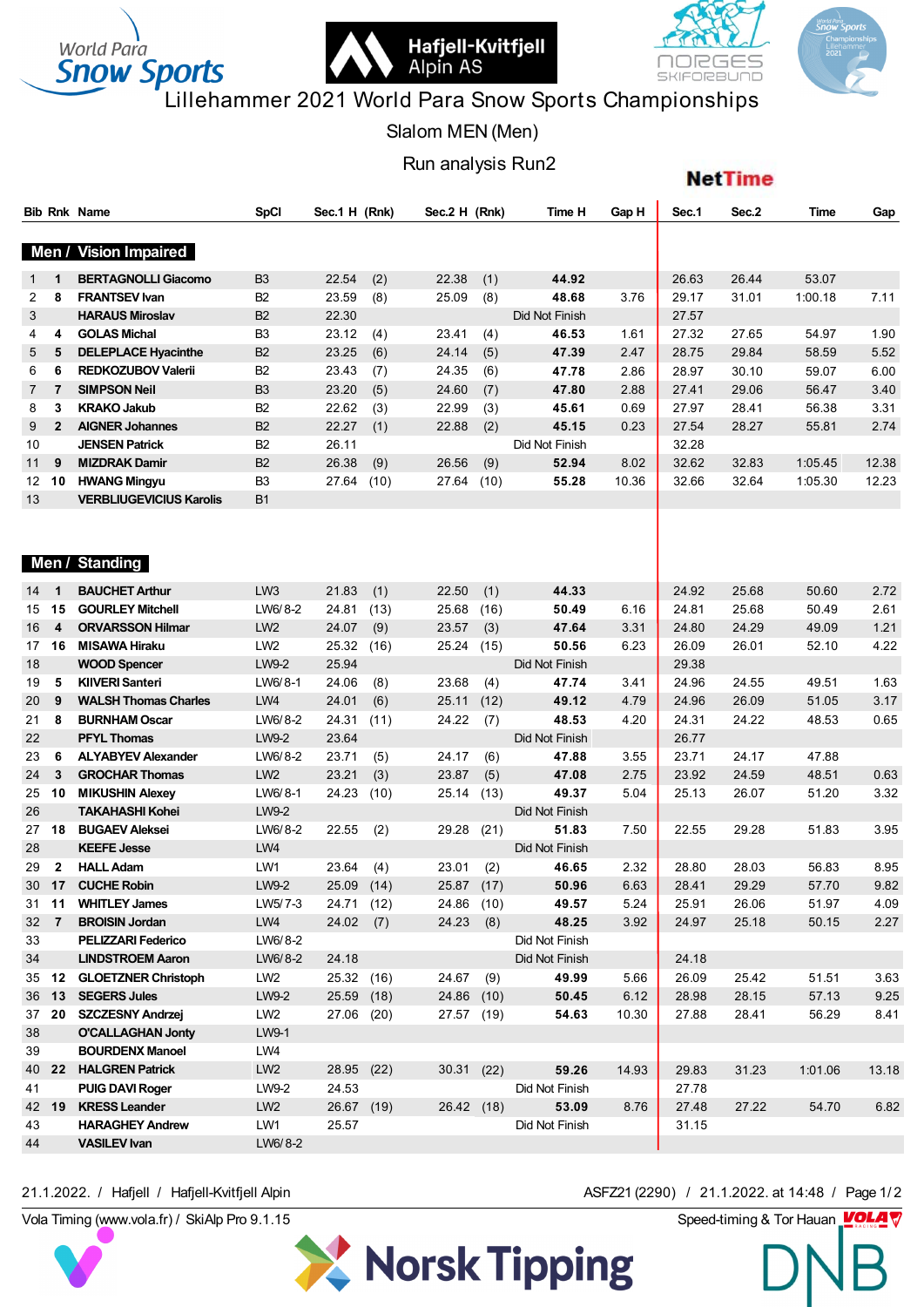# Lillehammer 2021 World Para Snow Sports Championships

Slalom MEN (Men)

Run analysis Run2

NetTime

| Bib | Rnk | Name | SpCl | Sec.1 H | (Rnk) | Sec.2 H | (Rnk) | Time H | Gap H | Sec.1 | Sec.2 | Time | Gap |
|---|---|---|---|---|---|---|---|---|---|---|---|---|---|
| **Men / Vision Impaired** | | | | | | | | | | | | | |
| 1 | 1 | BERTAGNOLLI Giacomo | B3 | 22.54 | (2) | 22.38 | (1) | **44.92** | | 26.63 | 26.44 | 53.07 | |
| 2 | 8 | FRANTSEV Ivan | B2 | 23.59 | (8) | 25.09 | (8) | **48.68** | 3.76 | 29.17 | 31.01 | 1:00.18 | 7.11 |
| 3 | | HARAUS Miroslav | B2 | 22.30 | | | | Did Not Finish | | 27.57 | | | |
| 4 | 4 | GOLAS Michal | B3 | 23.12 | (4) | 23.41 | (4) | **46.53** | 1.61 | 27.32 | 27.65 | 54.97 | 1.90 |
| 5 | 5 | DELEPLACE Hyacinthe | B2 | 23.25 | (6) | 24.14 | (5) | **47.39** | 2.47 | 28.75 | 29.84 | 58.59 | 5.52 |
| 6 | 6 | REDKOZUBOV Valerii | B2 | 23.43 | (7) | 24.35 | (6) | **47.78** | 2.86 | 28.97 | 30.10 | 59.07 | 6.00 |
| 7 | 7 | SIMPSON Neil | B3 | 23.20 | (5) | 24.60 | (7) | **47.80** | 2.88 | 27.41 | 29.06 | 56.47 | 3.40 |
| 8 | 3 | KRAKO Jakub | B2 | 22.62 | (3) | 22.99 | (3) | **45.61** | 0.69 | 27.97 | 28.41 | 56.38 | 3.31 |
| 9 | 2 | AIGNER Johannes | B2 | 22.27 | (1) | 22.88 | (2) | **45.15** | 0.23 | 27.54 | 28.27 | 55.81 | 2.74 |
| 10 | | JENSEN Patrick | B2 | 26.11 | | | | Did Not Finish | | 32.28 | | | |
| 11 | 9 | MIZDRAK Damir | B2 | 26.38 | (9) | 26.56 | (9) | **52.94** | 8.02 | 32.62 | 32.83 | 1:05.45 | 12.38 |
| 12 | 10 | HWANG Mingyu | B3 | 27.64 | (10) | 27.64 | (10) | **55.28** | 10.36 | 32.66 | 32.64 | 1:05.30 | 12.23 |
| 13 | | VERBLIUGEVICIUS Karolis | B1 | | | | | | | | | | |
| **Men / Standing** | | | | | | | | | | | | | |
| 14 | 1 | BAUCHET Arthur | LW3 | 21.83 | (1) | 22.50 | (1) | **44.33** | | 24.92 | 25.68 | 50.60 | 2.72 |
| 15 | 15 | GOURLEY Mitchell | LW6/8-2 | 24.81 | (13) | 25.68 | (16) | **50.49** | 6.16 | 24.81 | 25.68 | 50.49 | 2.61 |
| 16 | 4 | ORVARSSON Hilmar | LW2 | 24.07 | (9) | 23.57 | (3) | **47.64** | 3.31 | 24.80 | 24.29 | 49.09 | 1.21 |
| 17 | 16 | MISAWA Hiraku | LW2 | 25.32 | (16) | 25.24 | (15) | **50.56** | 6.23 | 26.09 | 26.01 | 52.10 | 4.22 |
| 18 | | WOOD Spencer | LW9-2 | 25.94 | | | | Did Not Finish | | 29.38 | | | |
| 19 | 5 | KIIVERI Santeri | LW6/8-1 | 24.06 | (8) | 23.68 | (4) | **47.74** | 3.41 | 24.96 | 24.55 | 49.51 | 1.63 |
| 20 | 9 | WALSH Thomas Charles | LW4 | 24.01 | (6) | 25.11 | (12) | **49.12** | 4.79 | 24.96 | 26.09 | 51.05 | 3.17 |
| 21 | 8 | BURNHAM Oscar | LW6/8-2 | 24.31 | (11) | 24.22 | (7) | **48.53** | 4.20 | 24.31 | 24.22 | 48.53 | 0.65 |
| 22 | | PFYL Thomas | LW9-2 | 23.64 | | | | Did Not Finish | | 26.77 | | | |
| 23 | 6 | ALYABYEV Alexander | LW6/8-2 | 23.71 | (5) | 24.17 | (6) | **47.88** | 3.55 | 23.71 | 24.17 | 47.88 | |
| 24 | 3 | GROCHAR Thomas | LW2 | 23.21 | (3) | 23.87 | (5) | **47.08** | 2.75 | 23.92 | 24.59 | 48.51 | 0.63 |
| 25 | 10 | MIKUSHIN Alexey | LW6/8-1 | 24.23 | (10) | 25.14 | (13) | **49.37** | 5.04 | 25.13 | 26.07 | 51.20 | 3.32 |
| 26 | | TAKAHASHI Kohei | LW9-2 | | | | | Did Not Finish | | | | | |
| 27 | 18 | BUGAEV Aleksei | LW6/8-2 | 22.55 | (2) | 29.28 | (21) | **51.83** | 7.50 | 22.55 | 29.28 | 51.83 | 3.95 |
| 28 | | KEEFE Jesse | LW4 | | | | | Did Not Finish | | | | | |
| 29 | 2 | HALL Adam | LW1 | 23.64 | (4) | 23.01 | (2) | **46.65** | 2.32 | 28.80 | 28.03 | 56.83 | 8.95 |
| 30 | 17 | CUCHE Robin | LW9-2 | 25.09 | (14) | 25.87 | (17) | **50.96** | 6.63 | 28.41 | 29.29 | 57.70 | 9.82 |
| 31 | 11 | WHITLEY James | LW5/7-3 | 24.71 | (12) | 24.86 | (10) | **49.57** | 5.24 | 25.91 | 26.06 | 51.97 | 4.09 |
| 32 | 7 | BROISIN Jordan | LW4 | 24.02 | (7) | 24.23 | (8) | **48.25** | 3.92 | 24.97 | 25.18 | 50.15 | 2.27 |
| 33 | | PELIZZARI Federico | LW6/8-2 | | | | | Did Not Finish | | | | | |
| 34 | | LINDSTROEM Aaron | LW6/8-2 | 24.18 | | | | Did Not Finish | | 24.18 | | | |
| 35 | 12 | GLOETZNER Christoph | LW2 | 25.32 | (16) | 24.67 | (9) | **49.99** | 5.66 | 26.09 | 25.42 | 51.51 | 3.63 |
| 36 | 13 | SEGERS Jules | LW9-2 | 25.59 | (18) | 24.86 | (10) | **50.45** | 6.12 | 28.98 | 28.15 | 57.13 | 9.25 |
| 37 | 20 | SZCZESNY Andrzej | LW2 | 27.06 | (20) | 27.57 | (19) | **54.63** | 10.30 | 27.88 | 28.41 | 56.29 | 8.41 |
| 38 | | O'CALLAGHAN Jonty | LW9-1 | | | | | | | | | | |
| 39 | | BOURDENX Manoel | LW4 | | | | | | | | | | |
| 40 | 22 | HALGREN Patrick | LW2 | 28.95 | (22) | 30.31 | (22) | **59.26** | 14.93 | 29.83 | 31.23 | 1:01.06 | 13.18 |
| 41 | | PUIG DAVI Roger | LW9-2 | 24.53 | | | | Did Not Finish | | 27.78 | | | |
| 42 | 19 | KRESS Leander | LW2 | 26.67 | (19) | 26.42 | (18) | **53.09** | 8.76 | 27.48 | 27.22 | 54.70 | 6.82 |
| 43 | | HARAGHEY Andrew | LW1 | 25.57 | | | | Did Not Finish | | 31.15 | | | |
| 44 | | VASILEV Ivan | LW6/8-2 | | | | | | | | | | |

21.1.2022. / Hafjell / Hafjell-Kvitfjell Alpin — ASFZ21 (2290) / 21.1.2022. at 14:48

Vola Timing (www.vola.fr) / SkiAlp Pro 9.1.15 — Speed-timing & Tor Hauan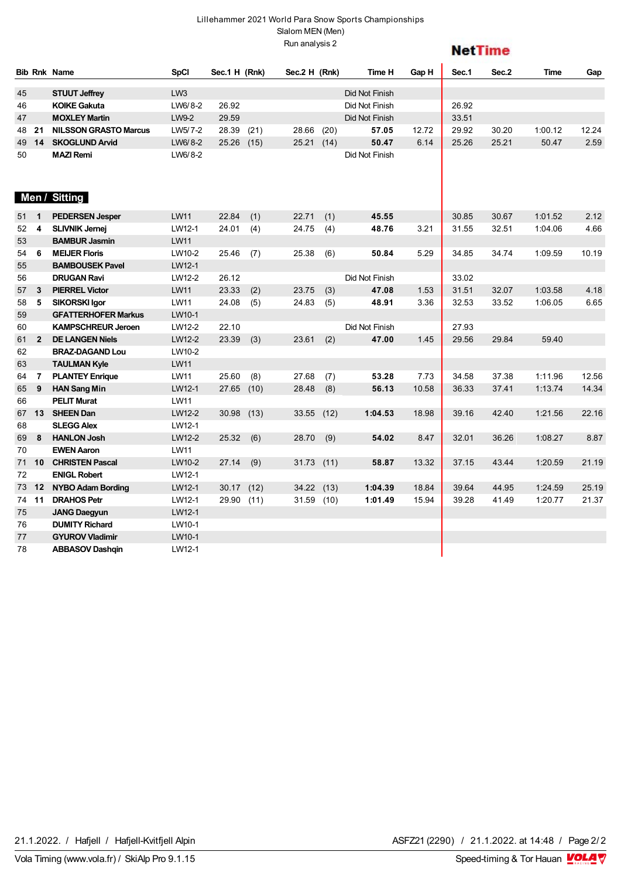Lillehammer 2021 World Para Snow Sports Championships
Slalom MEN (Men)
Run analysis 2

NetTime

| Bib | Rnk | Name | SpCl | Sec.1 H | (Rnk) | Sec.2 H | (Rnk) | Time H | Gap H | Sec.1 | Sec.2 | Time | Gap |
|---|---|---|---|---|---|---|---|---|---|---|---|---|---|
| 45 | | STUUT Jeffrey | LW3 | | | | | Did Not Finish | | | | | |
| 46 | | KOIKE Gakuta | LW6/8-2 | 26.92 | | | | Did Not Finish | | 26.92 | | | |
| 47 | | MOXLEY Martin | LW9-2 | 29.59 | | | | Did Not Finish | | 33.51 | | | |
| 48 | 21 | NILSSON GRASTO Marcus | LW5/7-2 | 28.39 | (21) | 28.66 | (20) | 57.05 | 12.72 | 29.92 | 30.20 | 1:00.12 | 12.24 |
| 49 | 14 | SKOGLUND Arvid | LW6/8-2 | 25.26 | (15) | 25.21 | (14) | 50.47 | 6.14 | 25.26 | 25.21 | 50.47 | 2.59 |
| 50 | | MAZI Remi | LW6/8-2 | | | | | Did Not Finish | | | | | |

## Men / Sitting

| Bib | Rnk | Name | SpCl | Sec.1 H | (Rnk) | Sec.2 H | (Rnk) | Time H | Gap H | Sec.1 | Sec.2 | Time | Gap |
|---|---|---|---|---|---|---|---|---|---|---|---|---|---|
| 51 | 1 | PEDERSEN Jesper | LW11 | 22.84 | (1) | 22.71 | (1) | 45.55 | | 30.85 | 30.67 | 1:01.52 | 2.12 |
| 52 | 4 | SLIVNIK Jernej | LW12-1 | 24.01 | (4) | 24.75 | (4) | 48.76 | 3.21 | 31.55 | 32.51 | 1:04.06 | 4.66 |
| 53 | | BAMBUR Jasmin | LW11 | | | | | | | | | | |
| 54 | 6 | MEIJER Floris | LW10-2 | 25.46 | (7) | 25.38 | (6) | 50.84 | 5.29 | 34.85 | 34.74 | 1:09.59 | 10.19 |
| 55 | | BAMBOUSEK Pavel | LW12-1 | | | | | | | | | | |
| 56 | | DRUGAN Ravi | LW12-2 | 26.12 | | | | Did Not Finish | | 33.02 | | | |
| 57 | 3 | PIERREL Victor | LW11 | 23.33 | (2) | 23.75 | (3) | 47.08 | 1.53 | 31.51 | 32.07 | 1:03.58 | 4.18 |
| 58 | 5 | SIKORSKI Igor | LW11 | 24.08 | (5) | 24.83 | (5) | 48.91 | 3.36 | 32.53 | 33.52 | 1:06.05 | 6.65 |
| 59 | | GFATTERHOFER Markus | LW10-1 | | | | | | | | | | |
| 60 | | KAMPSCHREUR Jeroen | LW12-2 | 22.10 | | | | Did Not Finish | | 27.93 | | | |
| 61 | 2 | DE LANGEN Niels | LW12-2 | 23.39 | (3) | 23.61 | (2) | 47.00 | 1.45 | 29.56 | 29.84 | 59.40 | |
| 62 | | BRAZ-DAGAND Lou | LW10-2 | | | | | | | | | | |
| 63 | | TAULMAN Kyle | LW11 | | | | | | | | | | |
| 64 | 7 | PLANTEY Enrique | LW11 | 25.60 | (8) | 27.68 | (7) | 53.28 | 7.73 | 34.58 | 37.38 | 1:11.96 | 12.56 |
| 65 | 9 | HAN Sang Min | LW12-1 | 27.65 | (10) | 28.48 | (8) | 56.13 | 10.58 | 36.33 | 37.41 | 1:13.74 | 14.34 |
| 66 | | PELIT Murat | LW11 | | | | | | | | | | |
| 67 | 13 | SHEEN Dan | LW12-2 | 30.98 | (13) | 33.55 | (12) | 1:04.53 | 18.98 | 39.16 | 42.40 | 1:21.56 | 22.16 |
| 68 | | SLEGG Alex | LW12-1 | | | | | | | | | | |
| 69 | 8 | HANLON Josh | LW12-2 | 25.32 | (6) | 28.70 | (9) | 54.02 | 8.47 | 32.01 | 36.26 | 1:08.27 | 8.87 |
| 70 | | EWEN Aaron | LW11 | | | | | | | | | | |
| 71 | 10 | CHRISTEN Pascal | LW10-2 | 27.14 | (9) | 31.73 | (11) | 58.87 | 13.32 | 37.15 | 43.44 | 1:20.59 | 21.19 |
| 72 | | ENIGL Robert | LW12-1 | | | | | | | | | | |
| 73 | 12 | NYBO Adam Bording | LW12-1 | 30.17 | (12) | 34.22 | (13) | 1:04.39 | 18.84 | 39.64 | 44.95 | 1:24.59 | 25.19 |
| 74 | 11 | DRAHOS Petr | LW12-1 | 29.90 | (11) | 31.59 | (10) | 1:01.49 | 15.94 | 39.28 | 41.49 | 1:20.77 | 21.37 |
| 75 | | JANG Daegyun | LW12-1 | | | | | | | | | | |
| 76 | | DUMITY Richard | LW10-1 | | | | | | | | | | |
| 77 | | GYUROV Vladimir | LW10-1 | | | | | | | | | | |
| 78 | | ABBASOV Dashqin | LW12-1 | | | | | | | | | | |

21.1.2022. / Hafjell / Hafjell-Kvitfjell Alpin    ASFZ21 (2290) / 21.1.2022. at 14:48

Vola Timing (www.vola.fr) / SkiAlp Pro 9.1.15    Speed-timing & Tor Hauan